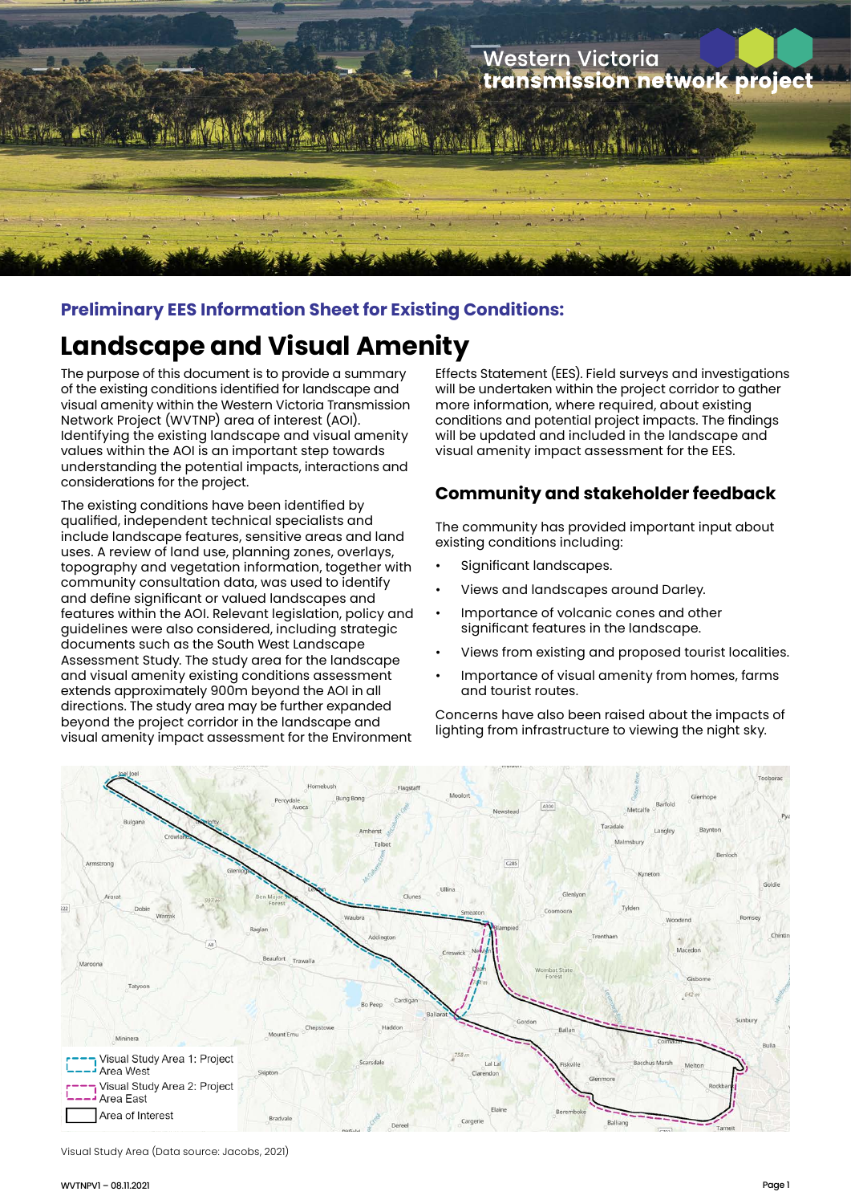Western Victoria transmission network project

### Preliminary EES Information Sheet for Existing Conditions:

# Landscape and Visual Amenity

The purpose of this document is to provide a summary of the existing conditions identified for landscape and visual amenity within the Western Victoria Transmission Network Project (WVTNP) area of interest (AOI). Identifying the existing landscape and visual amenity values within the AOI is an important step towards understanding the potential impacts, interactions and considerations for the project.

The existing conditions have been identified by qualified, independent technical specialists and include landscape features, sensitive areas and land uses. A review of land use, planning zones, overlays, topography and vegetation information, together with community consultation data, was used to identify and define significant or valued landscapes and features within the AOI. Relevant legislation, policy and guidelines were also considered, including strategic documents such as the South West Landscape Assessment Study. The study area for the landscape and visual amenity existing conditions assessment extends approximately 900m beyond the AOI in all directions. The study area may be further expanded beyond the project corridor in the landscape and visual amenity impact assessment for the Environment Effects Statement (EES). Field surveys and investigations will be undertaken within the project corridor to gather more information, where required, about existing conditions and potential project impacts. The findings will be updated and included in the landscape and visual amenity impact assessment for the EES.

## Community and stakeholder feedback

The community has provided important input about existing conditions including:

- Significant landscapes.
- Views and landscapes around Darley.
- Importance of volcanic cones and other significant features in the landscape.
- Views from existing and proposed tourist localities.
- Importance of visual amenity from homes, farms and tourist routes.

Concerns have also been raised about the impacts of lighting from infrastructure to viewing the night sky.

Visual Study Area 1: Project Area West
Visual Study Area 2: Project Area East
Area of Interest

Visual Study Area (Data source: Jacobs, 2021)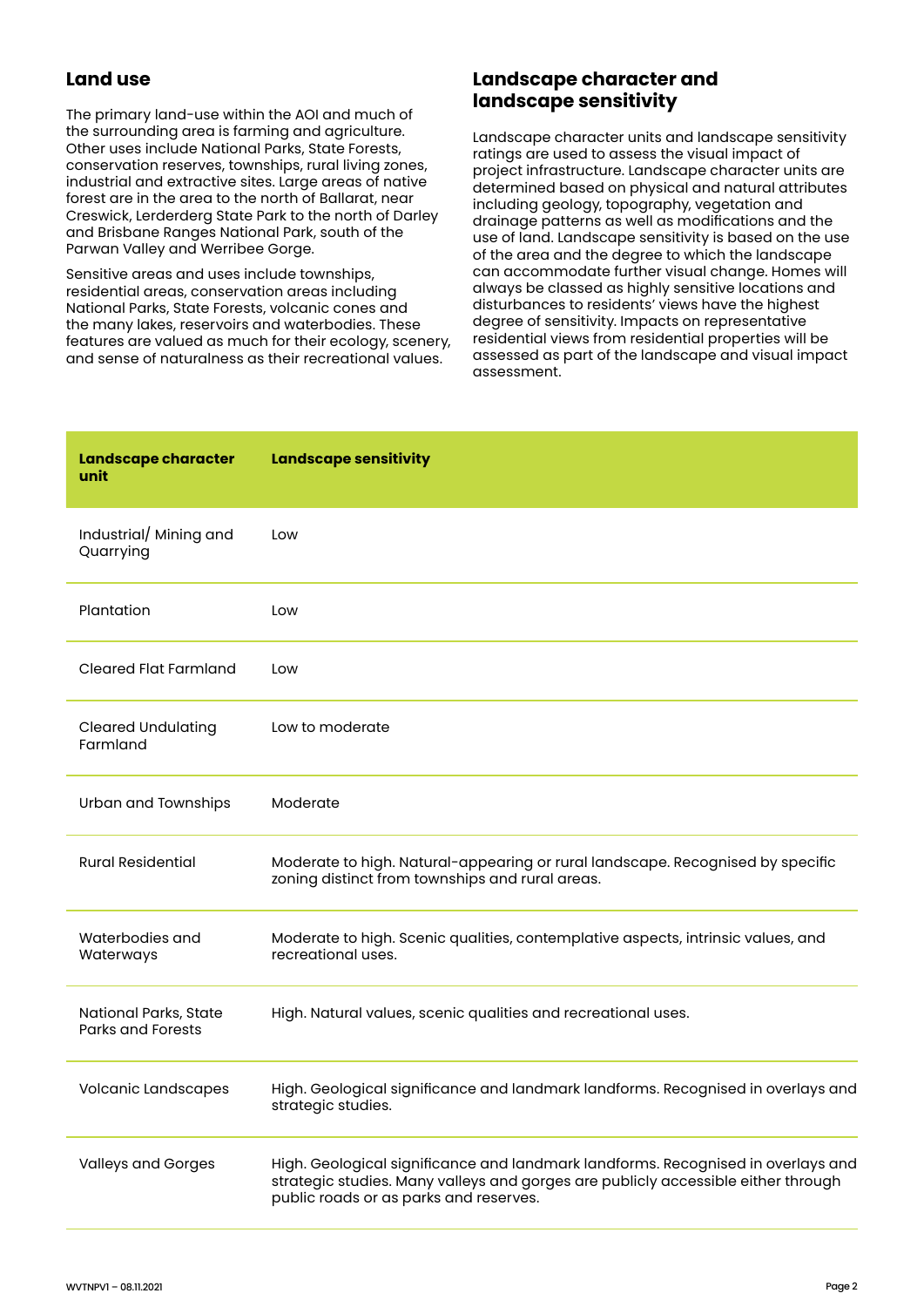## Land use

The primary land-use within the AOI and much of the surrounding area is farming and agriculture. Other uses include National Parks, State Forests, conservation reserves, townships, rural living zones, industrial and extractive sites. Large areas of native forest are in the area to the north of Ballarat, near Creswick, Lerderderg State Park to the north of Darley and Brisbane Ranges National Park, south of the Parwan Valley and Werribee Gorge.

Sensitive areas and uses include townships, residential areas, conservation areas including National Parks, State Forests, volcanic cones and the many lakes, reservoirs and waterbodies. These features are valued as much for their ecology, scenery, and sense of naturalness as their recreational values.

## Landscape character and landscape sensitivity

Landscape character units and landscape sensitivity ratings are used to assess the visual impact of project infrastructure. Landscape character units are determined based on physical and natural attributes including geology, topography, vegetation and drainage patterns as well as modifications and the use of land. Landscape sensitivity is based on the use of the area and the degree to which the landscape can accommodate further visual change. Homes will always be classed as highly sensitive locations and disturbances to residents' views have the highest degree of sensitivity. Impacts on representative residential views from residential properties will be assessed as part of the landscape and visual impact assessment.

| Landscape character unit | Landscape sensitivity |
| --- | --- |
| Industrial/ Mining and Quarrying | Low |
| Plantation | Low |
| Cleared Flat Farmland | Low |
| Cleared Undulating Farmland | Low to moderate |
| Urban and Townships | Moderate |
| Rural Residential | Moderate to high. Natural-appearing or rural landscape. Recognised by specific zoning distinct from townships and rural areas. |
| Waterbodies and Waterways | Moderate to high. Scenic qualities, contemplative aspects, intrinsic values, and recreational uses. |
| National Parks, State Parks and Forests | High. Natural values, scenic qualities and recreational uses. |
| Volcanic Landscapes | High. Geological significance and landmark landforms. Recognised in overlays and strategic studies. |
| Valleys and Gorges | High. Geological significance and landmark landforms. Recognised in overlays and strategic studies. Many valleys and gorges are publicly accessible either through public roads or as parks and reserves. |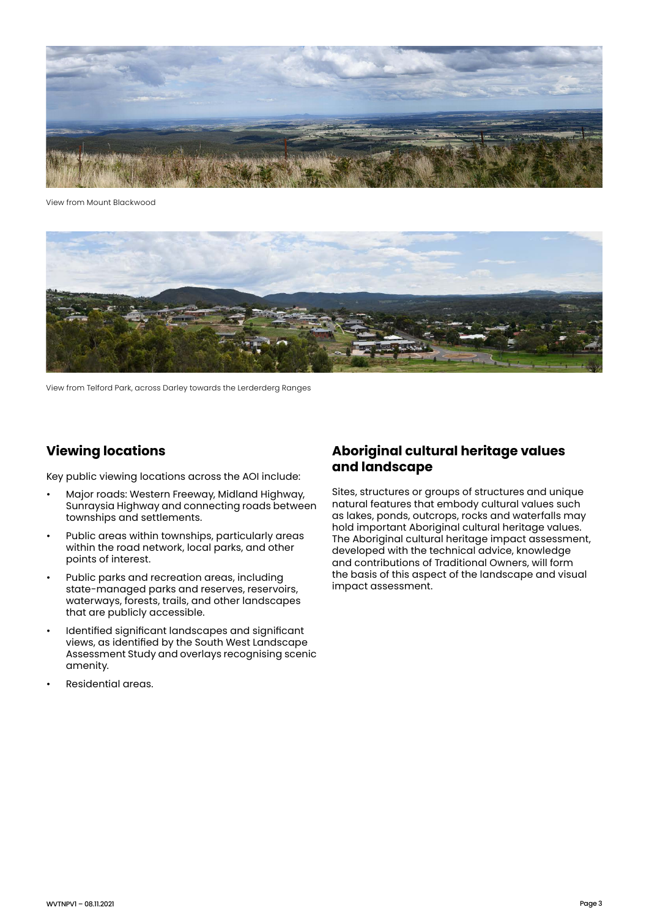View from Mount Blackwood

View from Telford Park, across Darley towards the Lerderderg Ranges

## Viewing locations

Key public viewing locations across the AOI include:

- Major roads: Western Freeway, Midland Highway, Sunraysia Highway and connecting roads between townships and settlements.
- Public areas within townships, particularly areas within the road network, local parks, and other points of interest.
- Public parks and recreation areas, including state-managed parks and reserves, reservoirs, waterways, forests, trails, and other landscapes that are publicly accessible.
- Identified significant landscapes and significant views, as identified by the South West Landscape Assessment Study and overlays recognising scenic amenity.
- Residential areas.

## Aboriginal cultural heritage values and landscape

Sites, structures or groups of structures and unique natural features that embody cultural values such as lakes, ponds, outcrops, rocks and waterfalls may hold important Aboriginal cultural heritage values. The Aboriginal cultural heritage impact assessment, developed with the technical advice, knowledge and contributions of Traditional Owners, will form the basis of this aspect of the landscape and visual impact assessment.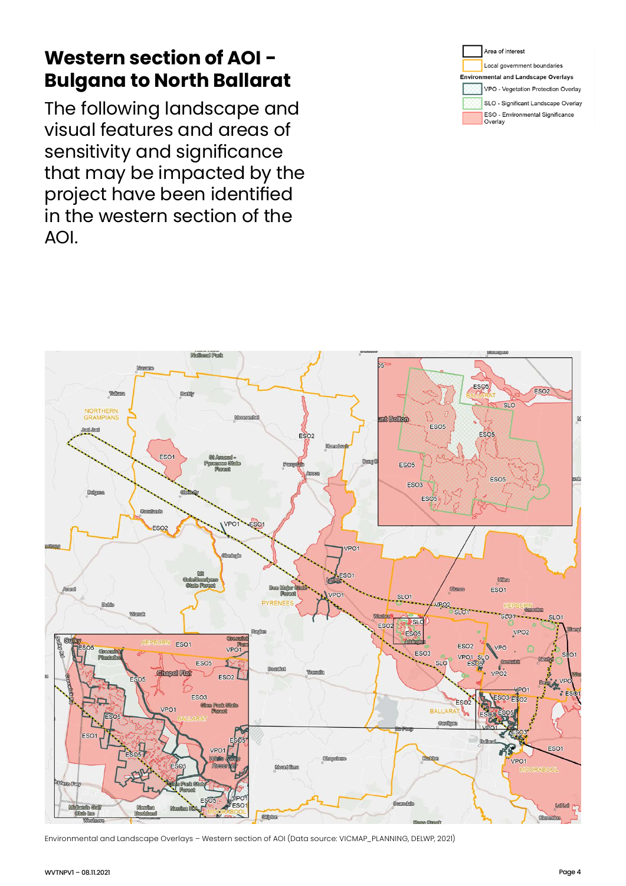# Western section of AOI - Bulgana to North Ballarat

The following landscape and visual features and areas of sensitivity and significance that may be impacted by the project have been identified in the western section of the AOI.

Environmental and Landscape Overlays – Western section of AOI (Data source: VICMAP_PLANNING, DELWP, 2021)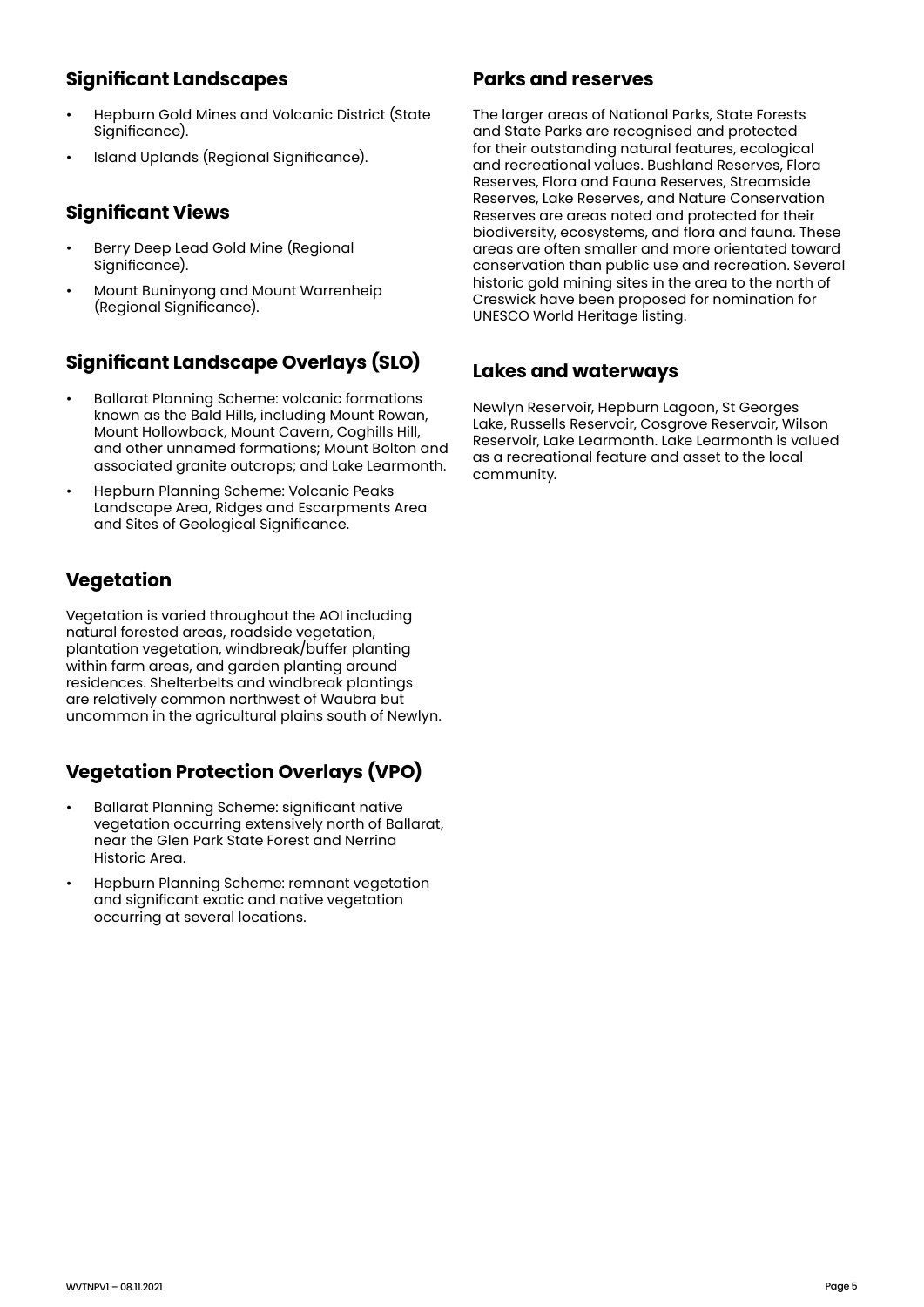## Significant Landscapes

- Hepburn Gold Mines and Volcanic District (State Significance).
- Island Uplands (Regional Significance).

## Significant Views

- Berry Deep Lead Gold Mine (Regional Significance).
- Mount Buninyong and Mount Warrenheip (Regional Significance).

## Significant Landscape Overlays (SLO)

- Ballarat Planning Scheme: volcanic formations known as the Bald Hills, including Mount Rowan, Mount Hollowback, Mount Cavern, Coghills Hill, and other unnamed formations; Mount Bolton and associated granite outcrops; and Lake Learmonth.
- Hepburn Planning Scheme: Volcanic Peaks Landscape Area, Ridges and Escarpments Area and Sites of Geological Significance.

## Vegetation

Vegetation is varied throughout the AOI including natural forested areas, roadside vegetation, plantation vegetation, windbreak/buffer planting within farm areas, and garden planting around residences. Shelterbelts and windbreak plantings are relatively common northwest of Waubra but uncommon in the agricultural plains south of Newlyn.

## Vegetation Protection Overlays (VPO)

- Ballarat Planning Scheme: significant native vegetation occurring extensively north of Ballarat, near the Glen Park State Forest and Nerrina Historic Area.
- Hepburn Planning Scheme: remnant vegetation and significant exotic and native vegetation occurring at several locations.

## Parks and reserves

The larger areas of National Parks, State Forests and State Parks are recognised and protected for their outstanding natural features, ecological and recreational values. Bushland Reserves, Flora Reserves, Flora and Fauna Reserves, Streamside Reserves, Lake Reserves, and Nature Conservation Reserves are areas noted and protected for their biodiversity, ecosystems, and flora and fauna. These areas are often smaller and more orientated toward conservation than public use and recreation. Several historic gold mining sites in the area to the north of Creswick have been proposed for nomination for UNESCO World Heritage listing.

## Lakes and waterways

Newlyn Reservoir, Hepburn Lagoon, St Georges Lake, Russells Reservoir, Cosgrove Reservoir, Wilson Reservoir, Lake Learmonth. Lake Learmonth is valued as a recreational feature and asset to the local community.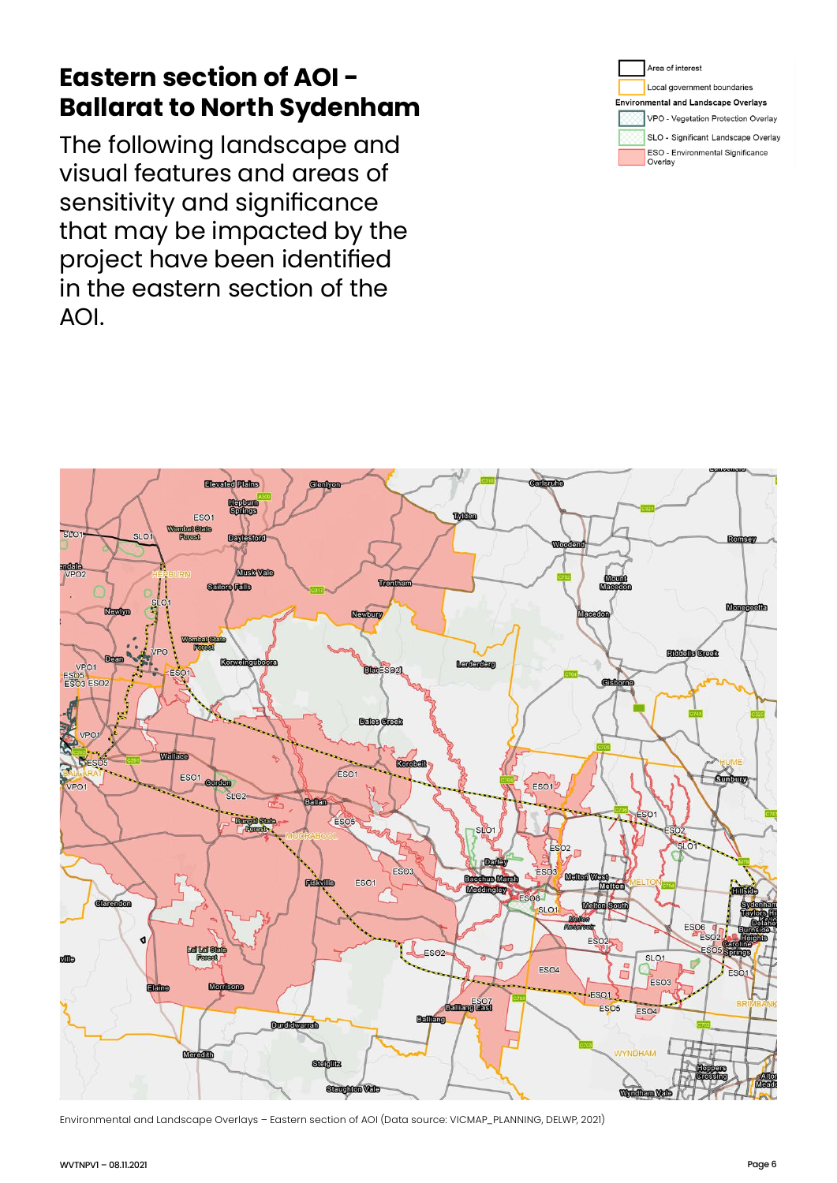# Eastern section of AOI - Ballarat to North Sydenham

The following landscape and visual features and areas of sensitivity and significance that may be impacted by the project have been identified in the eastern section of the AOI.

Environmental and Landscape Overlays – Eastern section of AOI (Data source: VICMAP_PLANNING, DELWP, 2021)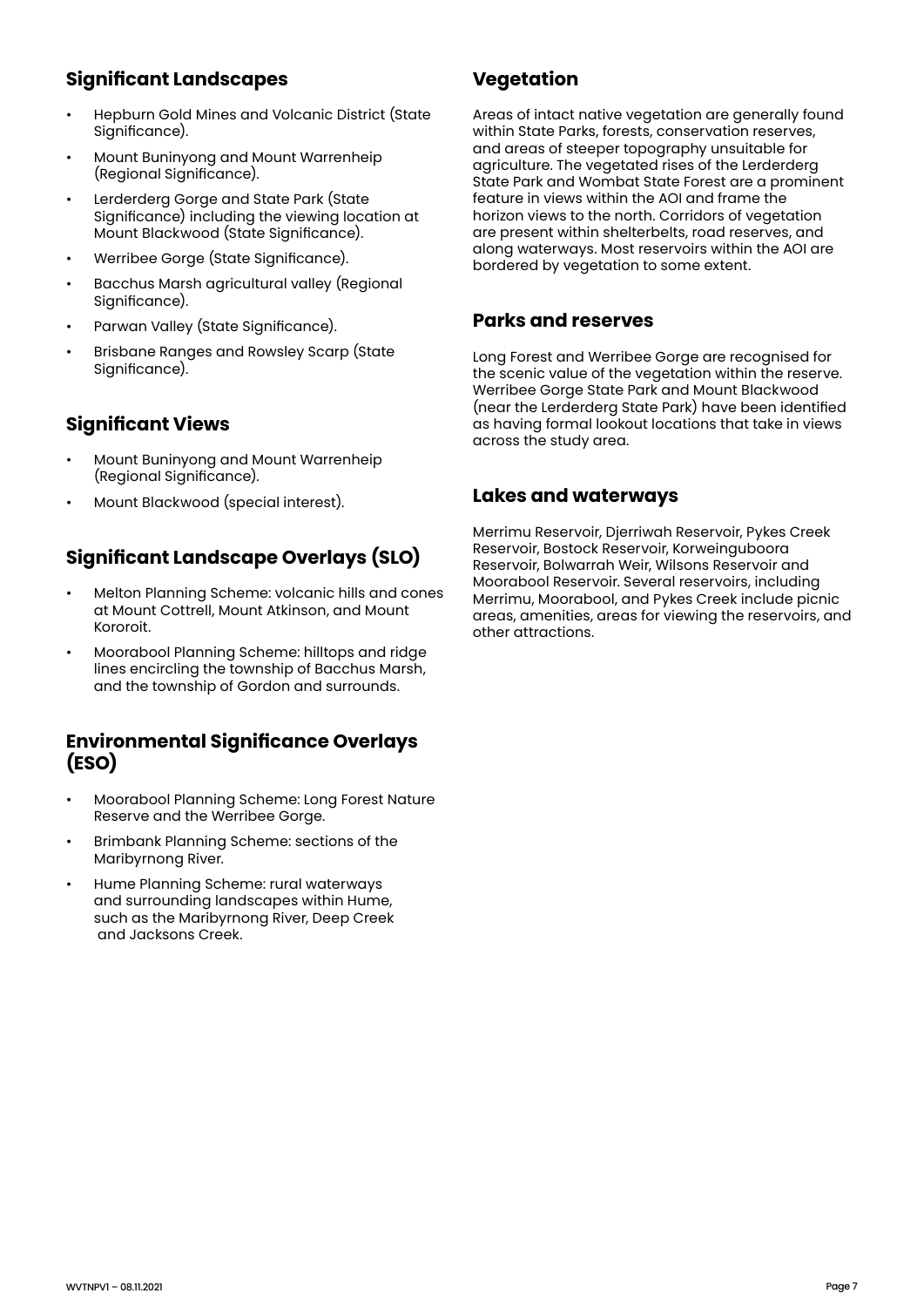## Significant Landscapes

- Hepburn Gold Mines and Volcanic District (State Significance).
- Mount Buninyong and Mount Warrenheip (Regional Significance).
- Lerderderg Gorge and State Park (State Significance) including the viewing location at Mount Blackwood (State Significance).
- Werribee Gorge (State Significance).
- Bacchus Marsh agricultural valley (Regional Significance).
- Parwan Valley (State Significance).
- Brisbane Ranges and Rowsley Scarp (State Significance).

## Significant Views

- Mount Buninyong and Mount Warrenheip (Regional Significance).
- Mount Blackwood (special interest).

## Significant Landscape Overlays (SLO)

- Melton Planning Scheme: volcanic hills and cones at Mount Cottrell, Mount Atkinson, and Mount Kororoit.
- Moorabool Planning Scheme: hilltops and ridge lines encircling the township of Bacchus Marsh, and the township of Gordon and surrounds.

## Environmental Significance Overlays (ESO)

- Moorabool Planning Scheme: Long Forest Nature Reserve and the Werribee Gorge.
- Brimbank Planning Scheme: sections of the Maribyrnong River.
- Hume Planning Scheme: rural waterways and surrounding landscapes within Hume, such as the Maribyrnong River, Deep Creek and Jacksons Creek.

## Vegetation

Areas of intact native vegetation are generally found within State Parks, forests, conservation reserves, and areas of steeper topography unsuitable for agriculture. The vegetated rises of the Lerderderg State Park and Wombat State Forest are a prominent feature in views within the AOI and frame the horizon views to the north. Corridors of vegetation are present within shelterbelts, road reserves, and along waterways. Most reservoirs within the AOI are bordered by vegetation to some extent.

## Parks and reserves

Long Forest and Werribee Gorge are recognised for the scenic value of the vegetation within the reserve. Werribee Gorge State Park and Mount Blackwood (near the Lerderderg State Park) have been identified as having formal lookout locations that take in views across the study area.

## Lakes and waterways

Merrimu Reservoir, Djerriwah Reservoir, Pykes Creek Reservoir, Bostock Reservoir, Korweinguboora Reservoir, Bolwarrah Weir, Wilsons Reservoir and Moorabool Reservoir. Several reservoirs, including Merrimu, Moorabool, and Pykes Creek include picnic areas, amenities, areas for viewing the reservoirs, and other attractions.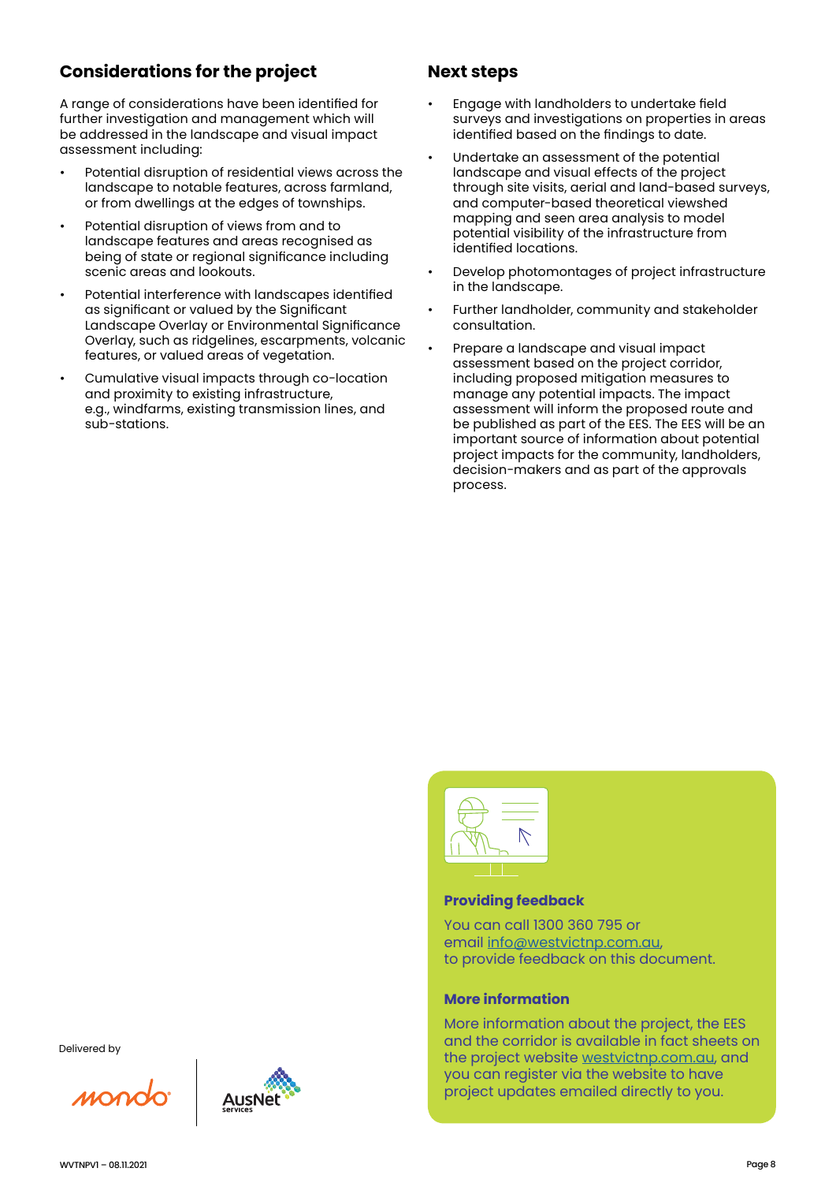## Considerations for the project

A range of considerations have been identified for further investigation and management which will be addressed in the landscape and visual impact assessment including:

- Potential disruption of residential views across the landscape to notable features, across farmland, or from dwellings at the edges of townships.
- Potential disruption of views from and to landscape features and areas recognised as being of state or regional significance including scenic areas and lookouts.
- Potential interference with landscapes identified as significant or valued by the Significant Landscape Overlay or Environmental Significance Overlay, such as ridgelines, escarpments, volcanic features, or valued areas of vegetation.
- Cumulative visual impacts through co-location and proximity to existing infrastructure, e.g., windfarms, existing transmission lines, and sub-stations.

## Next steps

- Engage with landholders to undertake field surveys and investigations on properties in areas identified based on the findings to date.
- Undertake an assessment of the potential landscape and visual effects of the project through site visits, aerial and land-based surveys, and computer-based theoretical viewshed mapping and seen area analysis to model potential visibility of the infrastructure from identified locations.
- Develop photomontages of project infrastructure in the landscape.
- Further landholder, community and stakeholder consultation.
- Prepare a landscape and visual impact assessment based on the project corridor, including proposed mitigation measures to manage any potential impacts. The impact assessment will inform the proposed route and be published as part of the EES. The EES will be an important source of information about potential project impacts for the community, landholders, decision-makers and as part of the approvals process.

### Providing feedback

You can call 1300 360 795 or email info@westvictnp.com.au, to provide feedback on this document.

### More information

More information about the project, the EES and the corridor is available in fact sheets on the project website westvictnp.com.au, and you can register via the website to have project updates emailed directly to you.

Delivered by

mondo | AusNet services

WVTNPV1 – 08.11.2021